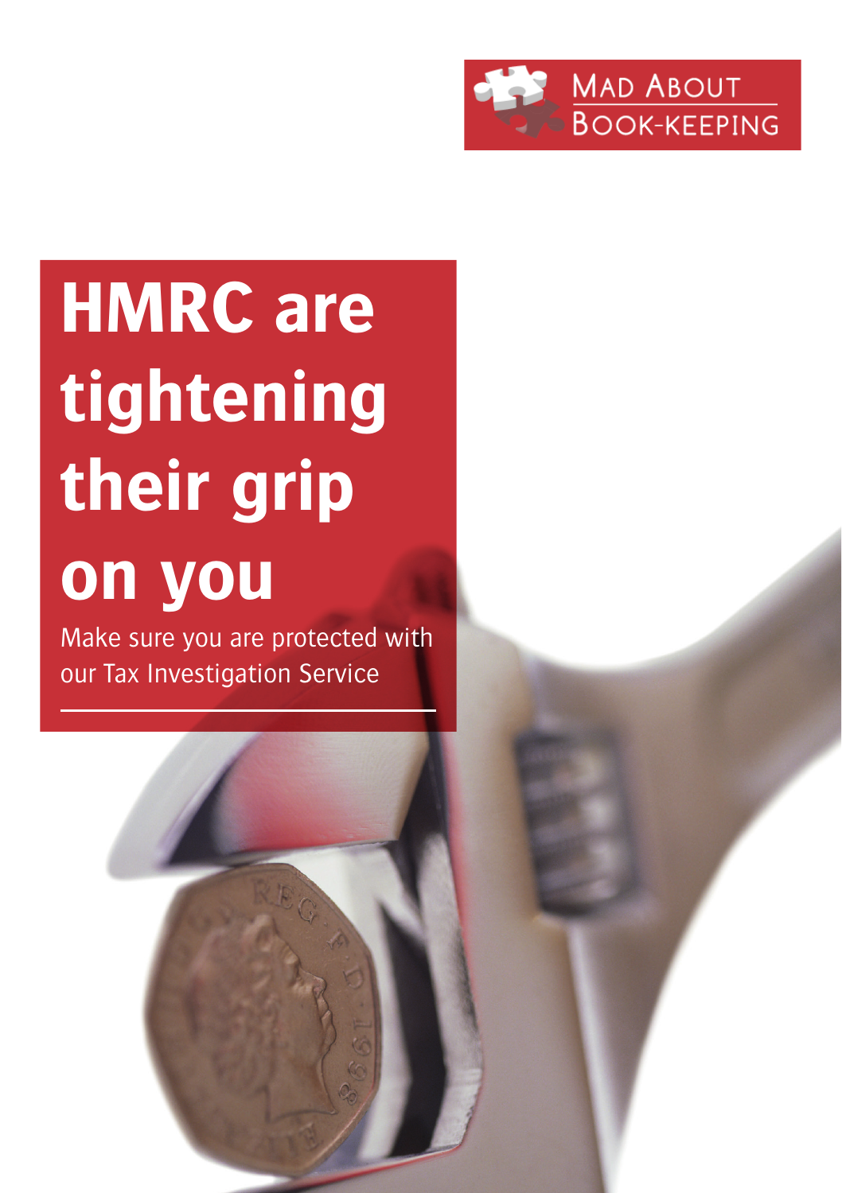MAD ABOUT BOOK-KEEPING

# HMRC are tightening their grip on you

Make sure you are protected with our Tax Investigation Service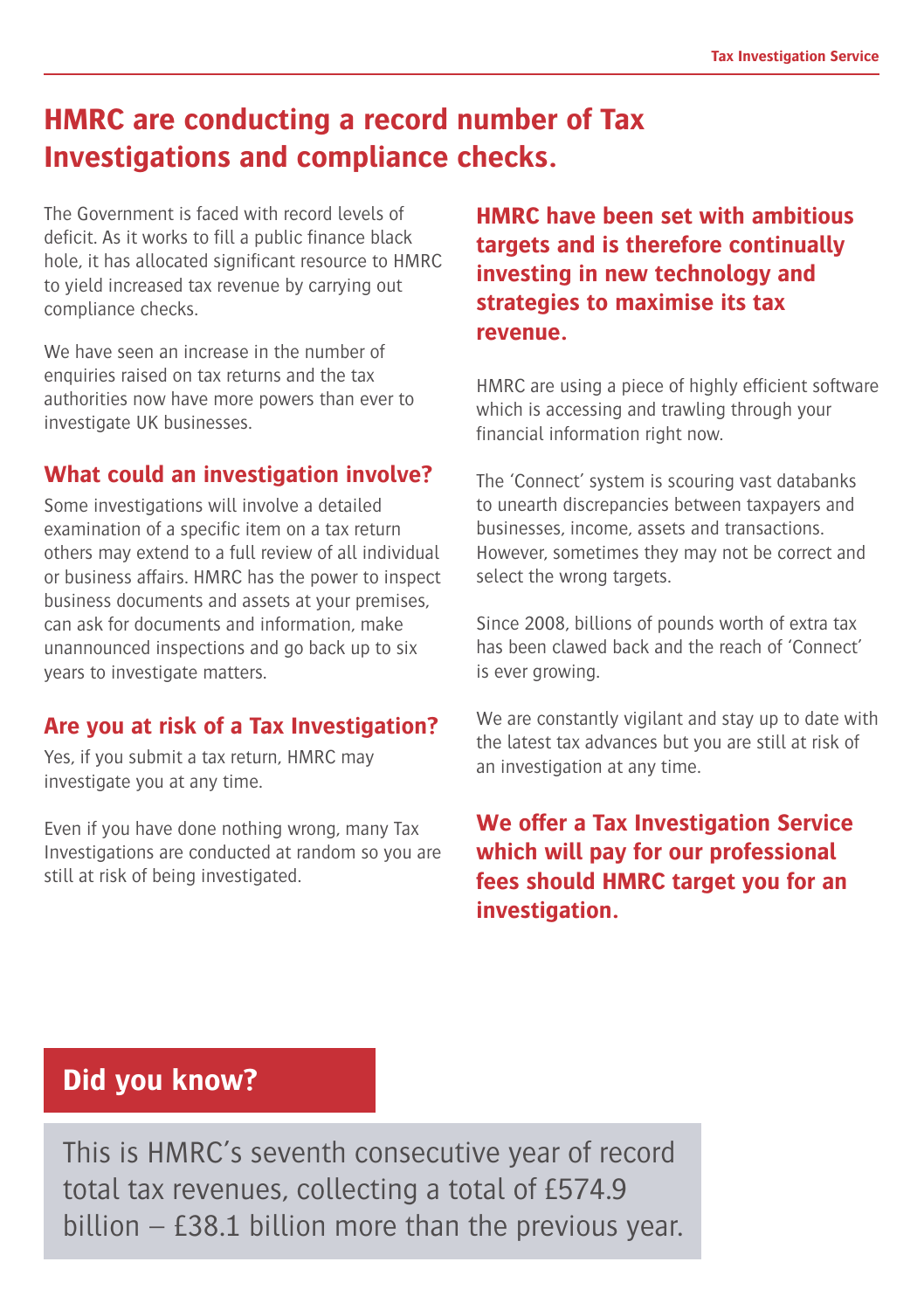# HMRC are conducting a record number of Tax Investigations and compliance checks.

The Government is faced with record levels of deficit. As it works to fill a public finance black hole, it has allocated significant resource to HMRC to yield increased tax revenue by carrying out compliance checks.

We have seen an increase in the number of enquiries raised on tax returns and the tax authorities now have more powers than ever to investigate UK businesses.

## What could an investigation involve?

Some investigations will involve a detailed examination of a specific item on a tax return others may extend to a full review of all individual or business affairs. HMRC has the power to inspect business documents and assets at your premises, can ask for documents and information, make unannounced inspections and go back up to six years to investigate matters.

## Are you at risk of a Tax Investigation?

Yes, if you submit a tax return, HMRC may investigate you at any time.

Even if you have done nothing wrong, many Tax Investigations are conducted at random so you are still at risk of being investigated.

## HMRC have been set with ambitious targets and is therefore continually investing in new technology and strategies to maximise its tax revenue.

HMRC are using a piece of highly efficient software which is accessing and trawling through your financial information right now.

The 'Connect' system is scouring vast databanks to unearth discrepancies between taxpayers and businesses, income, assets and transactions. However, sometimes they may not be correct and select the wrong targets.

Since 2008, billions of pounds worth of extra tax has been clawed back and the reach of 'Connect' is ever growing.

We are constantly vigilant and stay up to date with the latest tax advances but you are still at risk of an investigation at any time.

## We offer a Tax Investigation Service which will pay for our professional fees should HMRC target you for an investigation.

## Did you know?

This is HMRC's seventh consecutive year of record total tax revenues, collecting a total of £574.9 billion – £38.1 billion more than the previous year.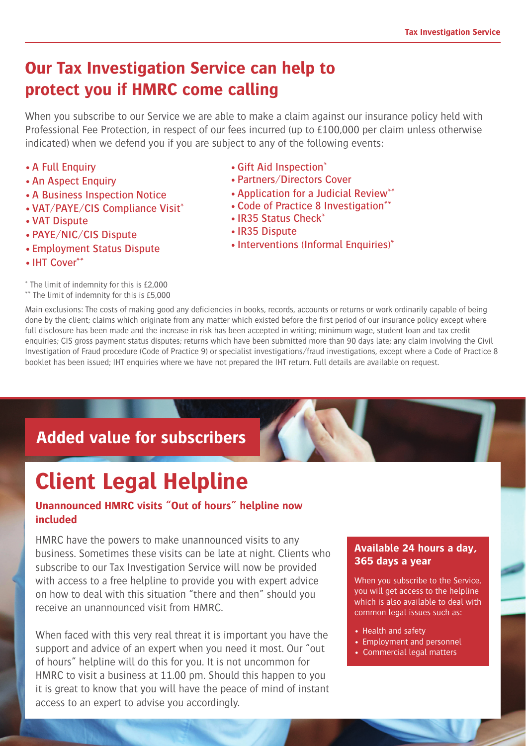## Our Tax Investigation Service can help to protect you if HMRC come calling

When you subscribe to our Service we are able to make a claim against our insurance policy held with Professional Fee Protection, in respect of our fees incurred (up to £100,000 per claim unless otherwise indicated) when we defend you if you are subject to any of the following events:

- A Full Enquiry
- An Aspect Enquiry
- A Business Inspection Notice
- VAT/PAYE/CIS Compliance Visit*
- VAT Dispute
- PAYE/NIC/CIS Dispute
- Employment Status Dispute
- IHT Cover**
- Gift Aid Inspection*
- Partners/Directors Cover
- Application for a Judicial Review**
- Code of Practice 8 Investigation**
- IR35 Status Check*
- IR35 Dispute
- Interventions (Informal Enquiries)*

\* The limit of indemnity for this is £2,000

\*\* The limit of indemnity for this is £5,000

Main exclusions: The costs of making good any deficiencies in books, records, accounts or returns or work ordinarily capable of being done by the client; claims which originate from any matter which existed before the first period of our insurance policy except where full disclosure has been made and the increase in risk has been accepted in writing; minimum wage, student loan and tax credit enquiries; CIS gross payment status disputes; returns which have been submitted more than 90 days late; any claim involving the Civil Investigation of Fraud procedure (Code of Practice 9) or specialist investigations/fraud investigations, except where a Code of Practice 8 booklet has been issued; IHT enquiries where we have not prepared the IHT return. Full details are available on request.

## Added value for subscribers

# Client Legal Helpline

### Unannounced HMRC visits "Out of hours" helpline now included

HMRC have the powers to make unannounced visits to any business. Sometimes these visits can be late at night. Clients who subscribe to our Tax Investigation Service will now be provided with access to a free helpline to provide you with expert advice on how to deal with this situation "there and then" should you receive an unannounced visit from HMRC.

When faced with this very real threat it is important you have the support and advice of an expert when you need it most. Our "out of hours" helpline will do this for you. It is not uncommon for HMRC to visit a business at 11.00 pm. Should this happen to you it is great to know that you will have the peace of mind of instant access to an expert to advise you accordingly.

### Available 24 hours a day, 365 days a year

When you subscribe to the Service, you will get access to the helpline which is also available to deal with common legal issues such as:

- Health and safety
- Employment and personnel
- Commercial legal matters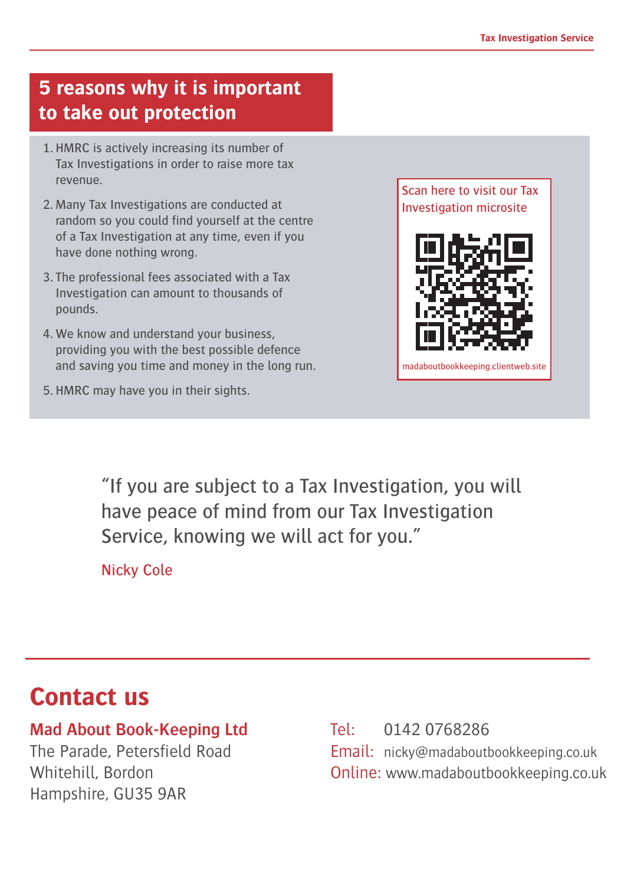## 5 reasons why it is important to take out protection

1. HMRC is actively increasing its number of Tax Investigations in order to raise more tax revenue.
2. Many Tax Investigations are conducted at random so you could find yourself at the centre of a Tax Investigation at any time, even if you have done nothing wrong.
3. The professional fees associated with a Tax Investigation can amount to thousands of pounds.
4. We know and understand your business, providing you with the best possible defence and saving you time and money in the long run.
5. HMRC may have you in their sights.

Scan here to visit our Tax Investigation microsite

madaboutbookkeeping.clientweb.site

"If you are subject to a Tax Investigation, you will have peace of mind from our Tax Investigation Service, knowing we will act for you."

Nicky Cole

## Contact us

**Mad About Book-Keeping Ltd**
The Parade, Petersfield Road
Whitehill, Bordon
Hampshire, GU35 9AR

Tel: 0142 0768286
Email: nicky@madaboutbookkeeping.co.uk
Online: www.madaboutbookkeeping.co.uk